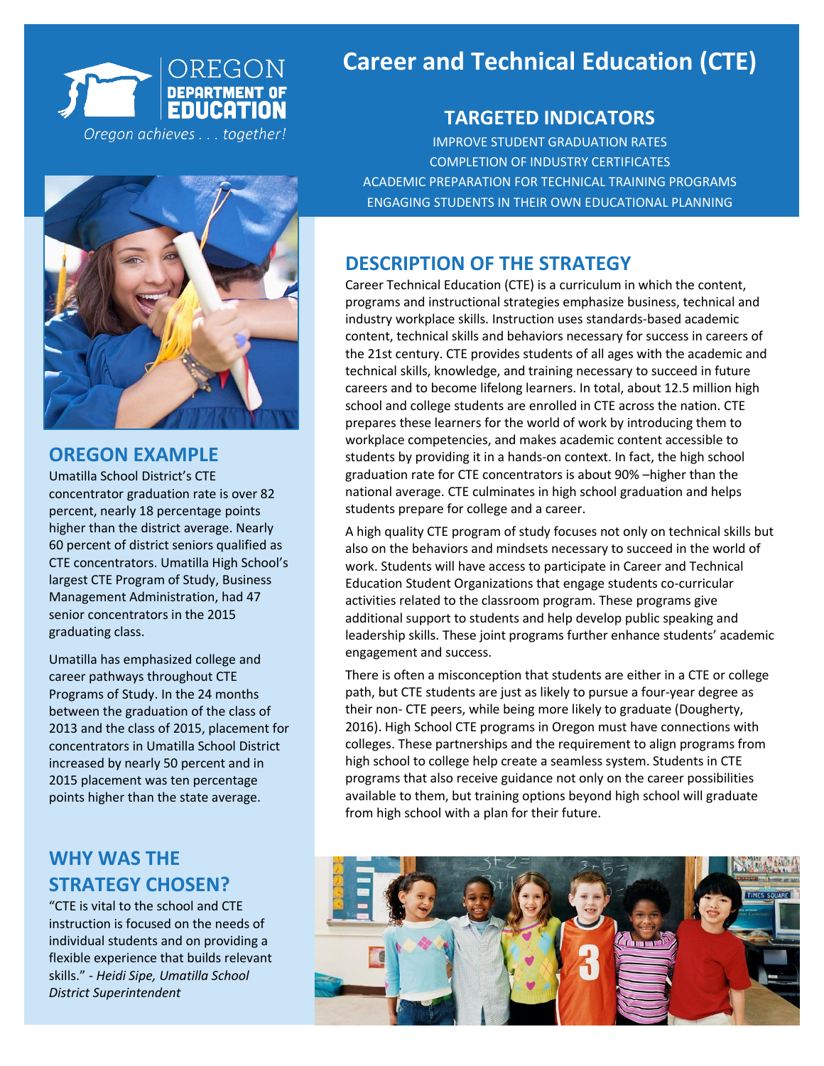OREGON DEPARTMENT OF EDUCATION

*Oregon achieves . . . together!*

# Career and Technical Education (CTE)

## TARGETED INDICATORS

IMPROVE STUDENT GRADUATION RATES
COMPLETION OF INDUSTRY CERTIFICATES
ACADEMIC PREPARATION FOR TECHNICAL TRAINING PROGRAMS
ENGAGING STUDENTS IN THEIR OWN EDUCATIONAL PLANNING

## DESCRIPTION OF THE STRATEGY

Career Technical Education (CTE) is a curriculum in which the content, programs and instructional strategies emphasize business, technical and industry workplace skills. Instruction uses standards-based academic content, technical skills and behaviors necessary for success in careers of the 21st century. CTE provides students of all ages with the academic and technical skills, knowledge, and training necessary to succeed in future careers and to become lifelong learners. In total, about 12.5 million high school and college students are enrolled in CTE across the nation. CTE prepares these learners for the world of work by introducing them to workplace competencies, and makes academic content accessible to students by providing it in a hands-on context. In fact, the high school graduation rate for CTE concentrators is about 90% –higher than the national average. CTE culminates in high school graduation and helps students prepare for college and a career.

A high quality CTE program of study focuses not only on technical skills but also on the behaviors and mindsets necessary to succeed in the world of work. Students will have access to participate in Career and Technical Education Student Organizations that engage students co-curricular activities related to the classroom program. These programs give additional support to students and help develop public speaking and leadership skills. These joint programs further enhance students' academic engagement and success.

There is often a misconception that students are either in a CTE or college path, but CTE students are just as likely to pursue a four-year degree as their non- CTE peers, while being more likely to graduate (Dougherty, 2016). High School CTE programs in Oregon must have connections with colleges. These partnerships and the requirement to align programs from high school to college help create a seamless system. Students in CTE programs that also receive guidance not only on the career possibilities available to them, but training options beyond high school will graduate from high school with a plan for their future.

## OREGON EXAMPLE

Umatilla School District's CTE concentrator graduation rate is over 82 percent, nearly 18 percentage points higher than the district average. Nearly 60 percent of district seniors qualified as CTE concentrators. Umatilla High School's largest CTE Program of Study, Business Management Administration, had 47 senior concentrators in the 2015 graduating class.

Umatilla has emphasized college and career pathways throughout CTE Programs of Study. In the 24 months between the graduation of the class of 2013 and the class of 2015, placement for concentrators in Umatilla School District increased by nearly 50 percent and in 2015 placement was ten percentage points higher than the state average.

## WHY WAS THE STRATEGY CHOSEN?

"CTE is vital to the school and CTE instruction is focused on the needs of individual students and on providing a flexible experience that builds relevant skills." - *Heidi Sipe, Umatilla School District Superintendent*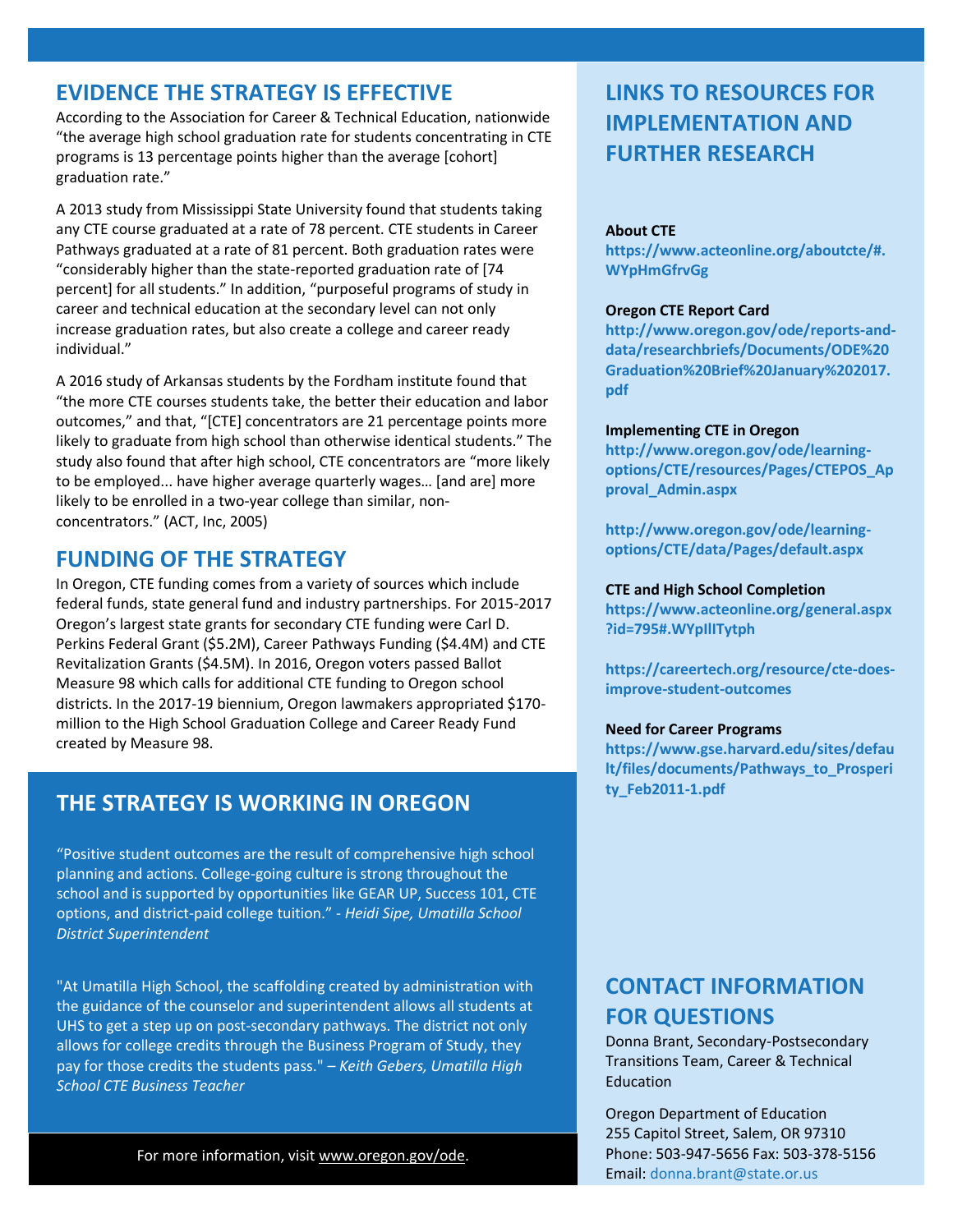## EVIDENCE THE STRATEGY IS EFFECTIVE

According to the Association for Career & Technical Education, nationwide "the average high school graduation rate for students concentrating in CTE programs is 13 percentage points higher than the average [cohort] graduation rate."

A 2013 study from Mississippi State University found that students taking any CTE course graduated at a rate of 78 percent. CTE students in Career Pathways graduated at a rate of 81 percent. Both graduation rates were "considerably higher than the state-reported graduation rate of [74 percent] for all students." In addition, "purposeful programs of study in career and technical education at the secondary level can not only increase graduation rates, but also create a college and career ready individual."

A 2016 study of Arkansas students by the Fordham institute found that "the more CTE courses students take, the better their education and labor outcomes," and that, "[CTE] concentrators are 21 percentage points more likely to graduate from high school than otherwise identical students." The study also found that after high school, CTE concentrators are "more likely to be employed... have higher average quarterly wages… [and are] more likely to be enrolled in a two-year college than similar, non-concentrators." (ACT, Inc, 2005)

## FUNDING OF THE STRATEGY

In Oregon, CTE funding comes from a variety of sources which include federal funds, state general fund and industry partnerships. For 2015-2017 Oregon's largest state grants for secondary CTE funding were Carl D. Perkins Federal Grant ($5.2M), Career Pathways Funding ($4.4M) and CTE Revitalization Grants ($4.5M). In 2016, Oregon voters passed Ballot Measure 98 which calls for additional CTE funding to Oregon school districts. In the 2017-19 biennium, Oregon lawmakers appropriated $170-million to the High School Graduation College and Career Ready Fund created by Measure 98.

## THE STRATEGY IS WORKING IN OREGON

"Positive student outcomes are the result of comprehensive high school planning and actions. College-going culture is strong throughout the school and is supported by opportunities like GEAR UP, Success 101, CTE options, and district-paid college tuition." *- Heidi Sipe, Umatilla School District Superintendent*

"At Umatilla High School, the scaffolding created by administration with the guidance of the counselor and superintendent allows all students at UHS to get a step up on post-secondary pathways. The district not only allows for college credits through the Business Program of Study, they pay for those credits the students pass." – *Keith Gebers, Umatilla High School CTE Business Teacher*

For more information, visit www.oregon.gov/ode.

## LINKS TO RESOURCES FOR IMPLEMENTATION AND FURTHER RESEARCH

**About CTE**
**https://www.acteonline.org/aboutcte/#.WYpHmGfrvGg**

**Oregon CTE Report Card**
**http://www.oregon.gov/ode/reports-and-data/researchbriefs/Documents/ODE%20Graduation%20Brief%20January%202017.pdf**

**Implementing CTE in Oregon**
**http://www.oregon.gov/ode/learning-options/CTE/resources/Pages/CTEPOS_Approval_Admin.aspx**

**http://www.oregon.gov/ode/learning-options/CTE/data/Pages/default.aspx**

**CTE and High School Completion**
**https://www.acteonline.org/general.aspx?id=795#.WYpIlITytph**

**https://careertech.org/resource/cte-does-improve-student-outcomes**

**Need for Career Programs**
**https://www.gse.harvard.edu/sites/default/files/documents/Pathways_to_Prosperity_Feb2011-1.pdf**

## CONTACT INFORMATION FOR QUESTIONS

Donna Brant, Secondary-Postsecondary Transitions Team, Career & Technical Education

Oregon Department of Education
255 Capitol Street, Salem, OR 97310
Phone: 503-947-5656 Fax: 503-378-5156
Email: donna.brant@state.or.us